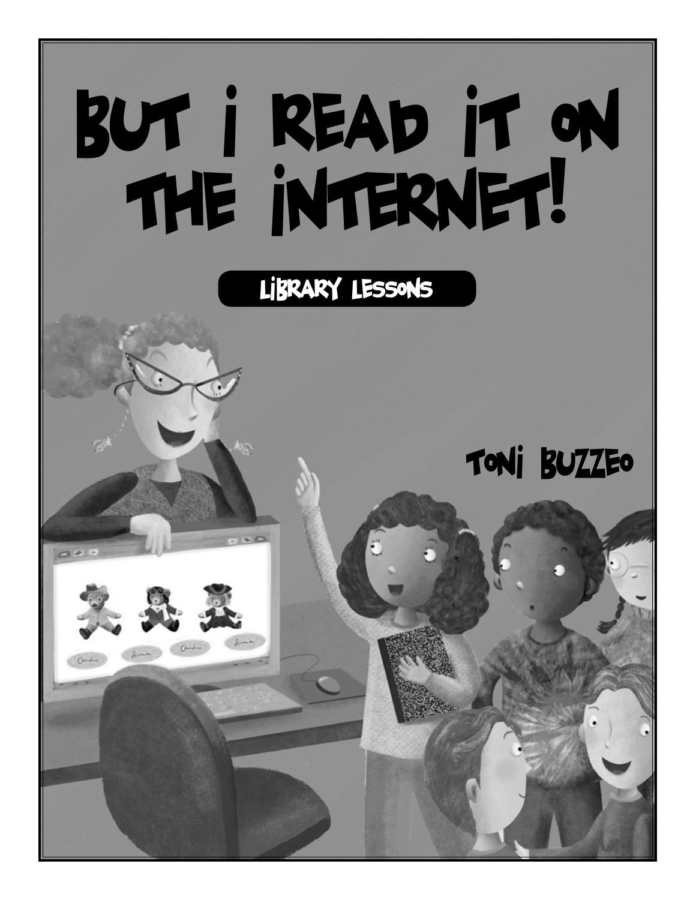# But I Read It on the Internet!

## Library Lessons

Toni Buzzeo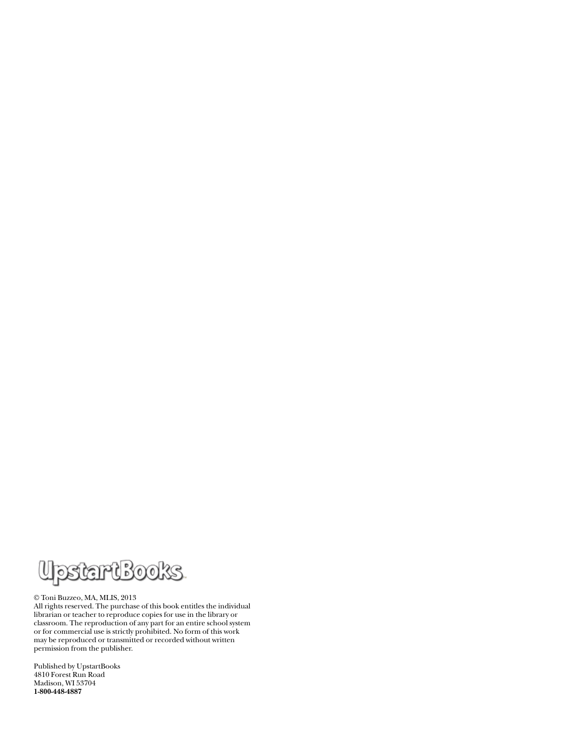UpstartBooks

© Toni Buzzeo, MA, MLIS, 2013
All rights reserved. The purchase of this book entitles the individual librarian or teacher to reproduce copies for use in the library or classroom. The reproduction of any part for an entire school system or for commercial use is strictly prohibited. No form of this work may be reproduced or transmitted or recorded without written permission from the publisher.

Published by UpstartBooks
4810 Forest Run Road
Madison, WI 53704
**1-800-448-4887**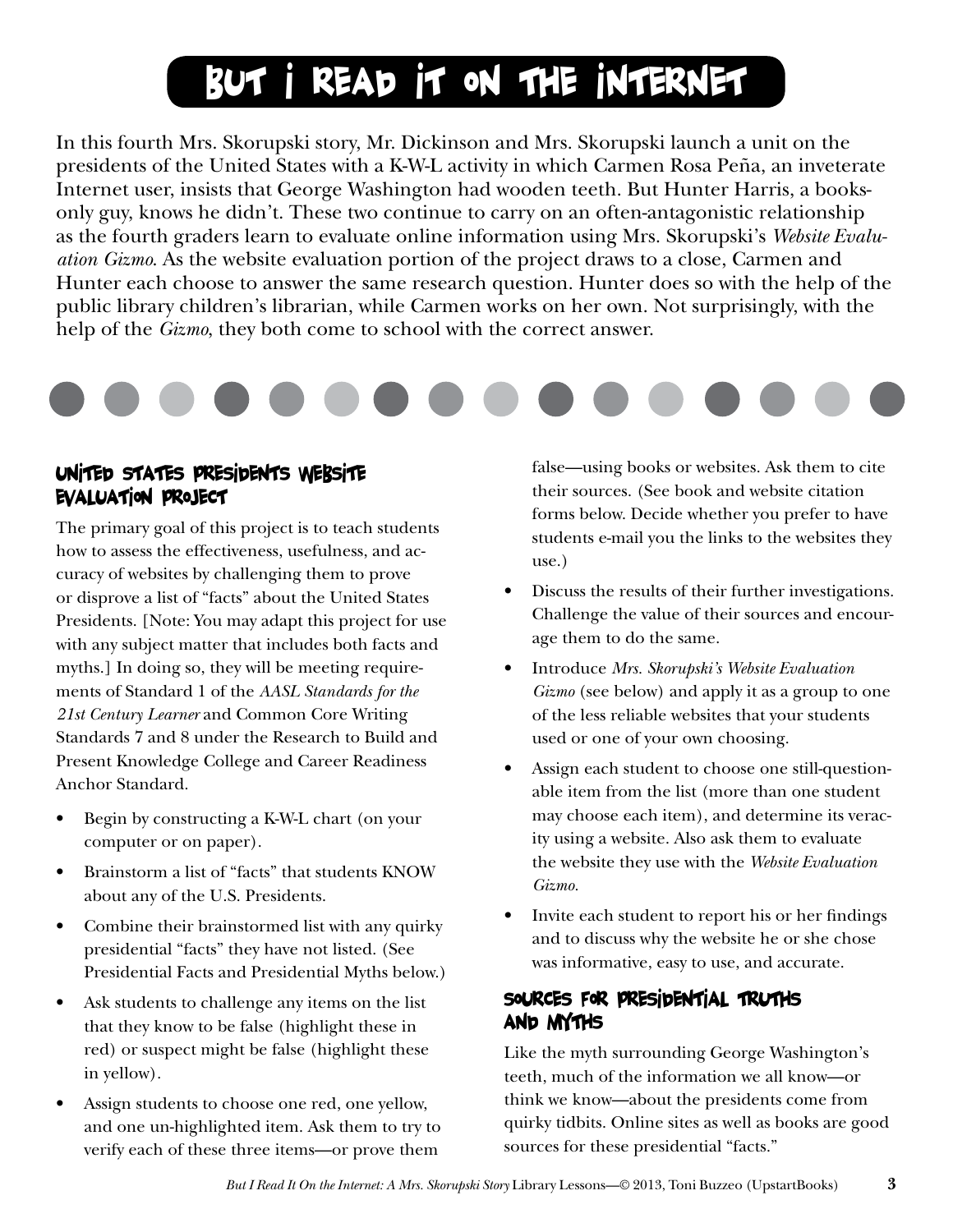# But I Read It on the Internet

In this fourth Mrs. Skorupski story, Mr. Dickinson and Mrs. Skorupski launch a unit on the presidents of the United States with a K-W-L activity in which Carmen Rosa Peña, an inveterate Internet user, insists that George Washington had wooden teeth. But Hunter Harris, a books-only guy, knows he didn't. These two continue to carry on an often-antagonistic relationship as the fourth graders learn to evaluate online information using Mrs. Skorupski's *Website Evaluation Gizmo*. As the website evaluation portion of the project draws to a close, Carmen and Hunter each choose to answer the same research question. Hunter does so with the help of the public library children's librarian, while Carmen works on her own. Not surprisingly, with the help of the *Gizmo*, they both come to school with the correct answer.

## United States Presidents Website Evaluation Project

The primary goal of this project is to teach students how to assess the effectiveness, usefulness, and accuracy of websites by challenging them to prove or disprove a list of "facts" about the United States Presidents. [Note: You may adapt this project for use with any subject matter that includes both facts and myths.] In doing so, they will be meeting requirements of Standard 1 of the *AASL Standards for the 21st Century Learner* and Common Core Writing Standards 7 and 8 under the Research to Build and Present Knowledge College and Career Readiness Anchor Standard.

- Begin by constructing a K-W-L chart (on your computer or on paper).
- Brainstorm a list of "facts" that students KNOW about any of the U.S. Presidents.
- Combine their brainstormed list with any quirky presidential "facts" they have not listed. (See Presidential Facts and Presidential Myths below.)
- Ask students to challenge any items on the list that they know to be false (highlight these in red) or suspect might be false (highlight these in yellow).
- Assign students to choose one red, one yellow, and one un-highlighted item. Ask them to try to verify each of these three items—or prove them false—using books or websites. Ask them to cite their sources. (See book and website citation forms below. Decide whether you prefer to have students e-mail you the links to the websites they use.)
- Discuss the results of their further investigations. Challenge the value of their sources and encourage them to do the same.
- Introduce *Mrs. Skorupski's Website Evaluation Gizmo* (see below) and apply it as a group to one of the less reliable websites that your students used or one of your own choosing.
- Assign each student to choose one still-questionable item from the list (more than one student may choose each item), and determine its veracity using a website. Also ask them to evaluate the website they use with the *Website Evaluation Gizmo*.
- Invite each student to report his or her findings and to discuss why the website he or she chose was informative, easy to use, and accurate.

## Sources for Presidential Truths and Myths

Like the myth surrounding George Washington's teeth, much of the information we all know—or think we know—about the presidents come from quirky tidbits. Online sites as well as books are good sources for these presidential "facts."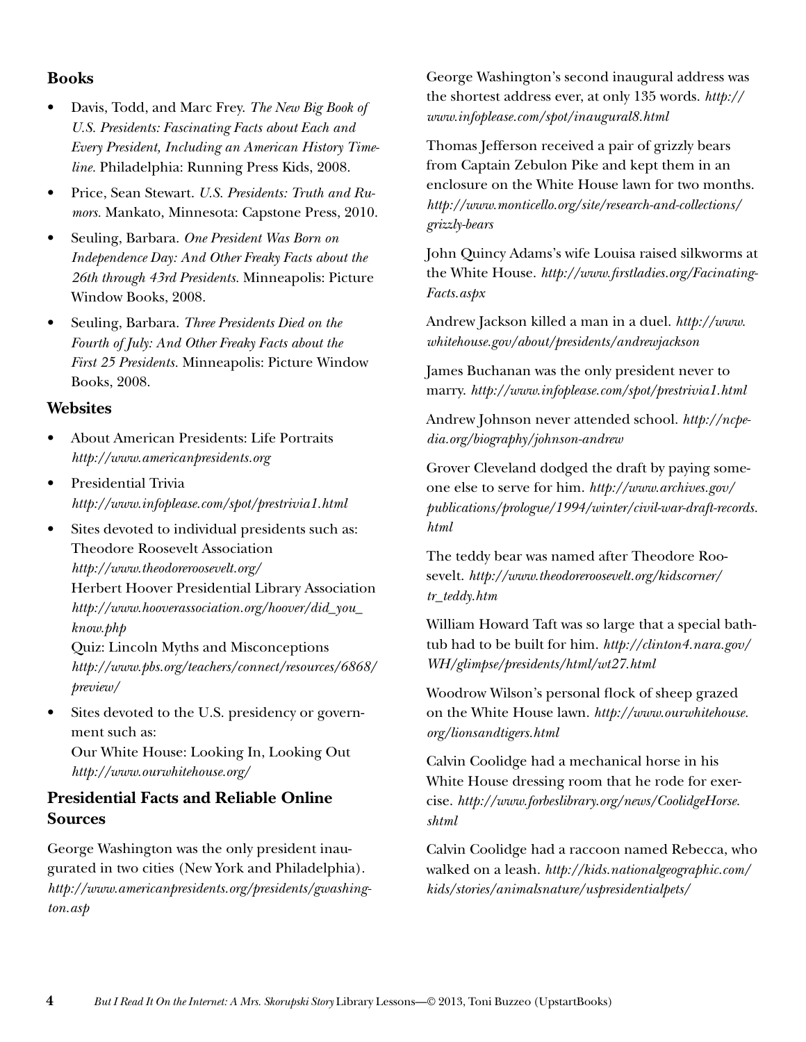## Books

- Davis, Todd, and Marc Frey. *The New Big Book of U.S. Presidents: Fascinating Facts about Each and Every President, Including an American History Timeline.* Philadelphia: Running Press Kids, 2008.
- Price, Sean Stewart. *U.S. Presidents: Truth and Rumors.* Mankato, Minnesota: Capstone Press, 2010.
- Seuling, Barbara. *One President Was Born on Independence Day: And Other Freaky Facts about the 26th through 43rd Presidents.* Minneapolis: Picture Window Books, 2008.
- Seuling, Barbara. *Three Presidents Died on the Fourth of July: And Other Freaky Facts about the First 25 Presidents.* Minneapolis: Picture Window Books, 2008.

## Websites

- About American Presidents: Life Portraits
  *http://www.americanpresidents.org*
- Presidential Trivia
  *http://www.infoplease.com/spot/prestrivia1.html*
- Sites devoted to individual presidents such as:
  Theodore Roosevelt Association
  *http://www.theodoreroosevelt.org/*
  Herbert Hoover Presidential Library Association
  *http://www.hooverassociation.org/hoover/did_you_know.php*
  Quiz: Lincoln Myths and Misconceptions
  *http://www.pbs.org/teachers/connect/resources/6868/preview/*
- Sites devoted to the U.S. presidency or government such as:
  Our White House: Looking In, Looking Out
  *http://www.ourwhitehouse.org/*

## Presidential Facts and Reliable Online Sources

George Washington was the only president inaugurated in two cities (New York and Philadelphia). *http://www.americanpresidents.org/presidents/gwashington.asp*

George Washington's second inaugural address was the shortest address ever, at only 135 words. *http://www.infoplease.com/spot/inaugural8.html*

Thomas Jefferson received a pair of grizzly bears from Captain Zebulon Pike and kept them in an enclosure on the White House lawn for two months. *http://www.monticello.org/site/research-and-collections/grizzly-bears*

John Quincy Adams's wife Louisa raised silkworms at the White House. *http://www.firstladies.org/Facinating-Facts.aspx*

Andrew Jackson killed a man in a duel. *http://www.whitehouse.gov/about/presidents/andrewjackson*

James Buchanan was the only president never to marry. *http://www.infoplease.com/spot/prestrivia1.html*

Andrew Johnson never attended school. *http://ncpedia.org/biography/johnson-andrew*

Grover Cleveland dodged the draft by paying someone else to serve for him. *http://www.archives.gov/publications/prologue/1994/winter/civil-war-draft-records.html*

The teddy bear was named after Theodore Roosevelt. *http://www.theodoreroosevelt.org/kidscorner/tr_teddy.htm*

William Howard Taft was so large that a special bathtub had to be built for him. *http://clinton4.nara.gov/WH/glimpse/presidents/html/wt27.html*

Woodrow Wilson's personal flock of sheep grazed on the White House lawn. *http://www.ourwhitehouse.org/lionsandtigers.html*

Calvin Coolidge had a mechanical horse in his White House dressing room that he rode for exercise. *http://www.forbeslibrary.org/news/CoolidgeHorse.shtml*

Calvin Coolidge had a raccoon named Rebecca, who walked on a leash. *http://kids.nationalgeographic.com/kids/stories/animalsnature/uspresidentialpets/*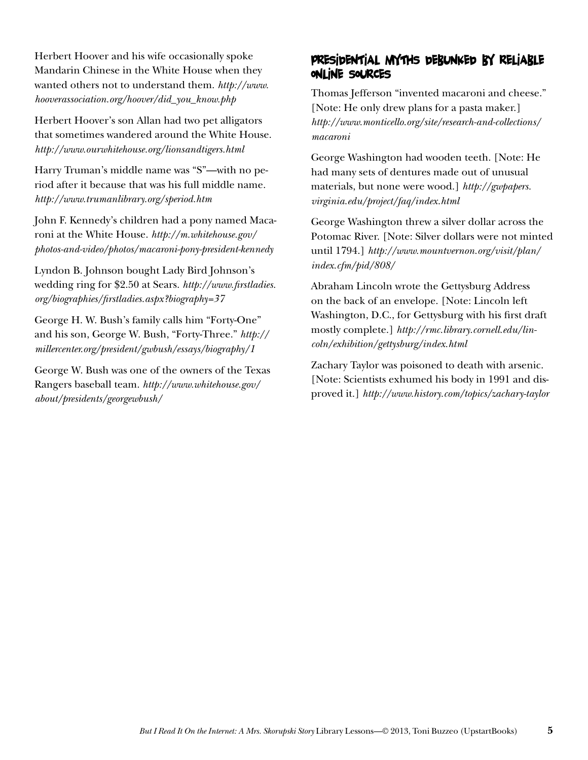Herbert Hoover and his wife occasionally spoke Mandarin Chinese in the White House when they wanted others not to understand them. *http://www.hooverassociation.org/hoover/did_you_know.php*

Herbert Hoover's son Allan had two pet alligators that sometimes wandered around the White House. *http://www.ourwhitehouse.org/lionsandtigers.html*

Harry Truman's middle name was "S"—with no period after it because that was his full middle name. *http://www.trumanlibrary.org/speriod.htm*

John F. Kennedy's children had a pony named Macaroni at the White House. *http://m.whitehouse.gov/photos-and-video/photos/macaroni-pony-president-kennedy*

Lyndon B. Johnson bought Lady Bird Johnson's wedding ring for $2.50 at Sears. *http://www.firstladies.org/biographies/firstladies.aspx?biography=37*

George H. W. Bush's family calls him "Forty-One" and his son, George W. Bush, "Forty-Three." *http://millercenter.org/president/gwbush/essays/biography/1*

George W. Bush was one of the owners of the Texas Rangers baseball team. *http://www.whitehouse.gov/about/presidents/georgewbush/*

## Presidential Myths Debunked by Reliable Online Sources

Thomas Jefferson "invented macaroni and cheese." [Note: He only drew plans for a pasta maker.] *http://www.monticello.org/site/research-and-collections/macaroni*

George Washington had wooden teeth. [Note: He had many sets of dentures made out of unusual materials, but none were wood.] *http://gwpapers.virginia.edu/project/faq/index.html*

George Washington threw a silver dollar across the Potomac River. [Note: Silver dollars were not minted until 1794.] *http://www.mountvernon.org/visit/plan/index.cfm/pid/808/*

Abraham Lincoln wrote the Gettysburg Address on the back of an envelope. [Note: Lincoln left Washington, D.C., for Gettysburg with his first draft mostly complete.] *http://rmc.library.cornell.edu/lincoln/exhibition/gettysburg/index.html*

Zachary Taylor was poisoned to death with arsenic. [Note: Scientists exhumed his body in 1991 and disproved it.] *http://www.history.com/topics/zachary-taylor*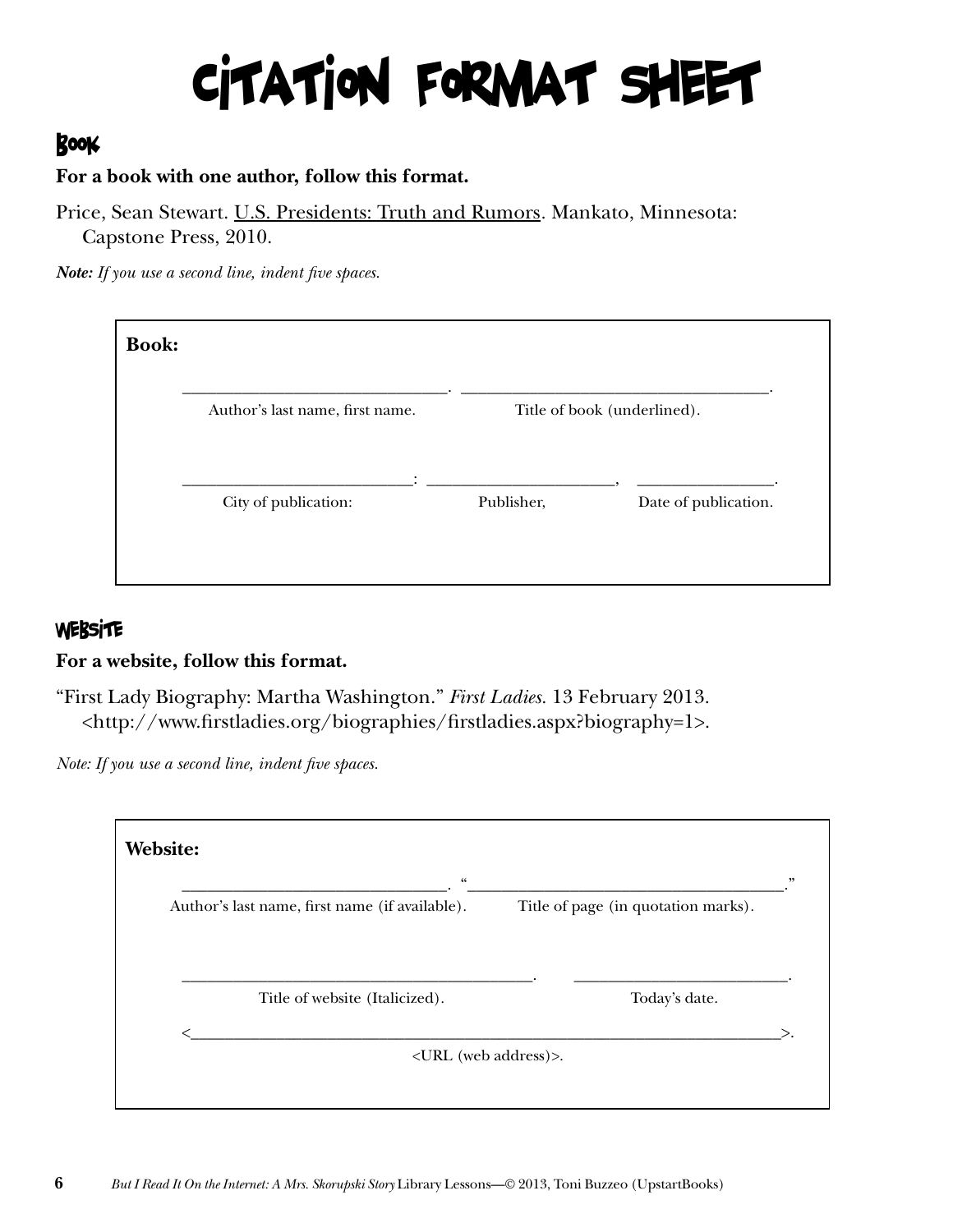# Citation Format Sheet

## Book

**For a book with one author, follow this format.**

Price, Sean Stewart. <u>U.S. Presidents: Truth and Rumors</u>. Mankato, Minnesota: Capstone Press, 2010.

***Note:** If you use a second line, indent five spaces.*

**Book:**

______________________________. __________________________________.
Author's last name, first name. Title of book (underlined).

__________________________: _____________________, _______________.
City of publication: Publisher, Date of publication.

## Website

**For a website, follow this format.**

"First Lady Biography: Martha Washington." *First Ladies.* 13 February 2013. <http://www.firstladies.org/biographies/firstladies.aspx?biography=1>.

*Note: If you use a second line, indent five spaces.*

**Website:**

______________________________. "___________________________________."
Author's last name, first name (if available). Title of page (in quotation marks).

________________________________________. ________________________.
Title of website (Italicized). Today's date.

<_____________________________________________________________________>.
<URL (web address)>.

*But I Read It On the Internet: A Mrs. Skorupski Story* Library Lessons—© 2013, Toni Buzzeo (UpstartBooks)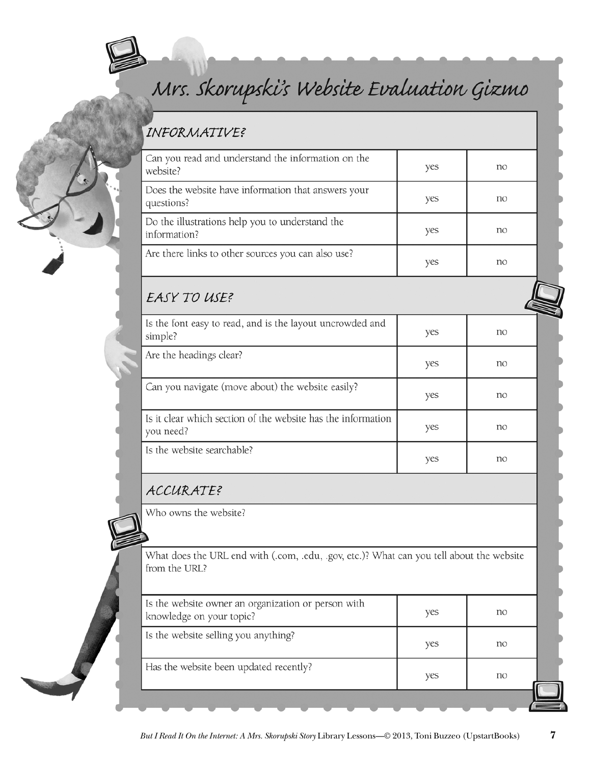# Mrs. Skorupski's Website Evaluation Gizmo

| | | |
|---|---|---|
| ***INFORMATIVE?*** | | |
| Can you read and understand the information on the website? | yes | no |
| Does the website have information that answers your questions? | yes | no |
| Do the illustrations help you to understand the information? | yes | no |
| Are there links to other sources you can also use? | yes | no |
| ***EASY TO USE?*** | | |
| Is the font easy to read, and is the layout uncrowded and simple? | yes | no |
| Are the headings clear? | yes | no |
| Can you navigate (move about) the website easily? | yes | no |
| Is it clear which section of the website has the information you need? | yes | no |
| Is the website searchable? | yes | no |
| ***ACCURATE?*** | | |
| Who owns the website? | | |
| What does the URL end with (.com, .edu, .gov, etc.)? What can you tell about the website from the URL? | | |
| Is the website owner an organization or person with knowledge on your topic? | yes | no |
| Is the website selling you anything? | yes | no |
| Has the website been updated recently? | yes | no |

*But I Read It On the Internet: A Mrs. Skorupski Story* Library Lessons—© 2013, Toni Buzzeo (UpstartBooks)